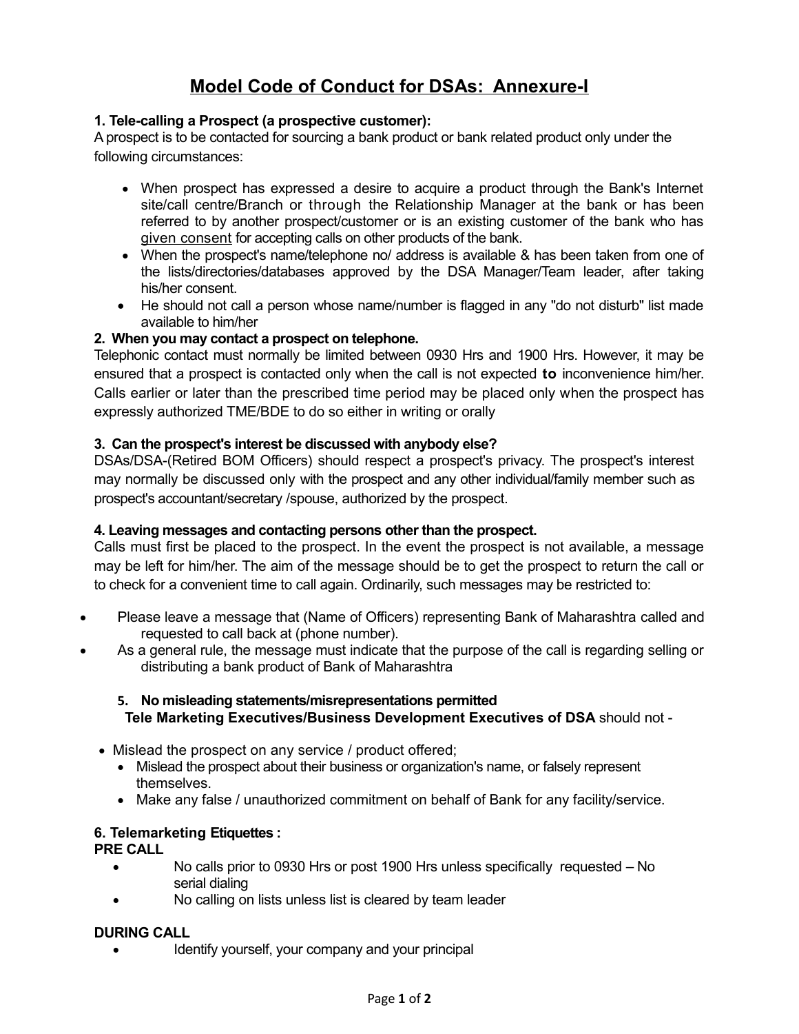# Model Code of Conduct for DSAs: Annexure-I

**1. Tele-calling a Prospect (a prospective customer):**

A prospect is to be contacted for sourcing a bank product or bank related product only under the following circumstances:

- When prospect has expressed a desire to acquire a product through the Bank's Internet site/call centre/Branch or through the Relationship Manager at the bank or has been referred to by another prospect/customer or is an existing customer of the bank who has given consent for accepting calls on other products of the bank.
- When the prospect's name/telephone no/ address is available & has been taken from one of the lists/directories/databases approved by the DSA Manager/Team leader, after taking his/her consent.
- He should not call a person whose name/number is flagged in any "do not disturb" list made available to him/her

**2. When you may contact a prospect on telephone.**

Telephonic contact must normally be limited between 0930 Hrs and 1900 Hrs. However, it may be ensured that a prospect is contacted only when the call is not expected **to** inconvenience him/her. Calls earlier or later than the prescribed time period may be placed only when the prospect has expressly authorized TME/BDE to do so either in writing or orally

**3. Can the prospect's interest be discussed with anybody else?**

DSAs/DSA-(Retired BOM Officers) should respect a prospect's privacy. The prospect's interest may normally be discussed only with the prospect and any other individual/family member such as prospect's accountant/secretary /spouse, authorized by the prospect.

**4. Leaving messages and contacting persons other than the prospect.**

Calls must first be placed to the prospect. In the event the prospect is not available, a message may be left for him/her. The aim of the message should be to get the prospect to return the call or to check for a convenient time to call again. Ordinarily, such messages may be restricted to:

- Please leave a message that (Name of Officers) representing Bank of Maharashtra called and requested to call back at (phone number).
- As a general rule, the message must indicate that the purpose of the call is regarding selling or distributing a bank product of Bank of Maharashtra

**5. No misleading statements/misrepresentations permitted**

**Tele Marketing Executives/Business Development Executives of DSA** should not -

- Mislead the prospect on any service / product offered;
- Mislead the prospect about their business or organization's name, or falsely represent themselves.
- Make any false / unauthorized commitment on behalf of Bank for any facility/service.

**6. Telemarketing Etiquettes :**

**PRE CALL**

- No calls prior to 0930 Hrs or post 1900 Hrs unless specifically requested – No serial dialing
- No calling on lists unless list is cleared by team leader

**DURING CALL**

- Identify yourself, your company and your principal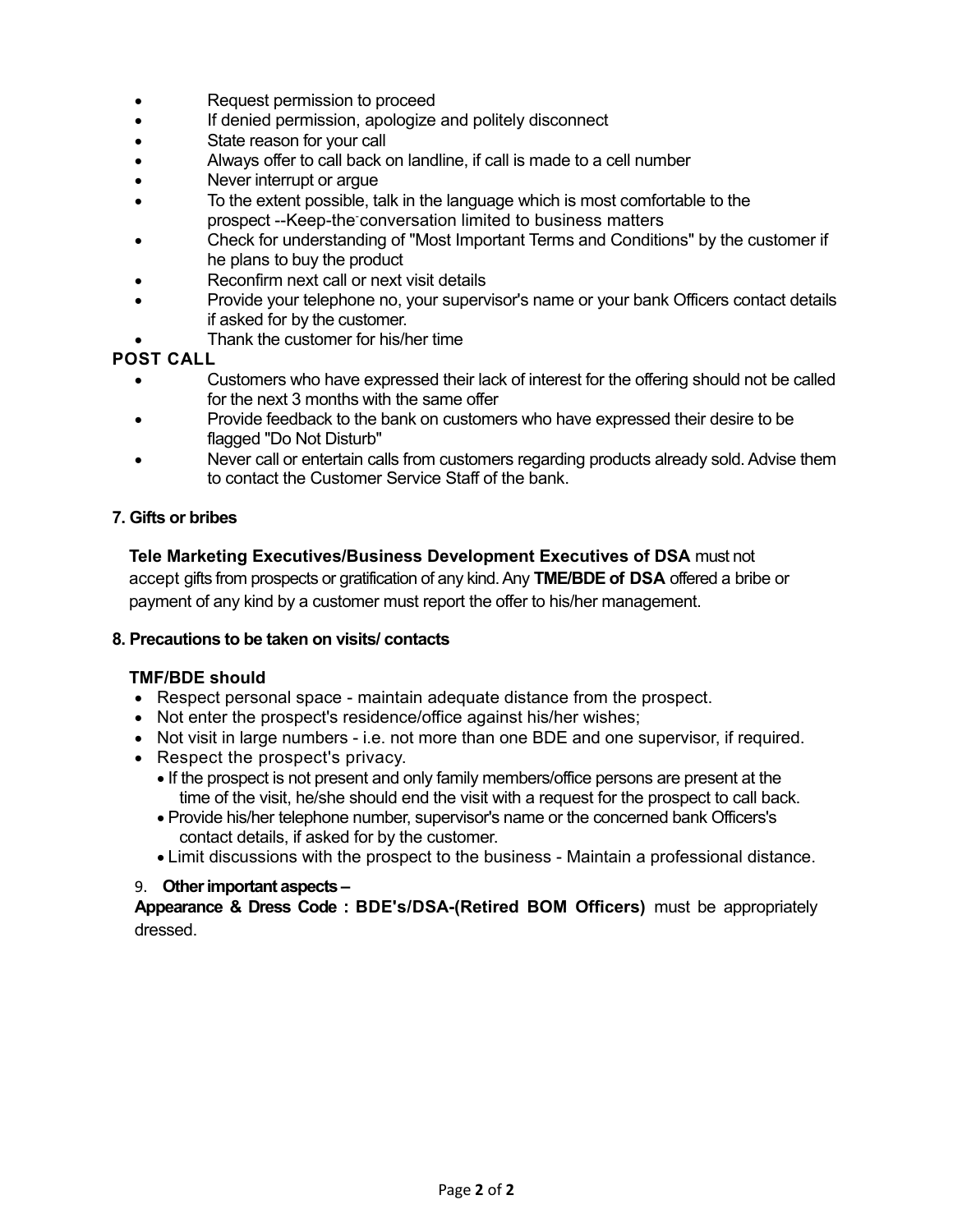- Request permission to proceed
- If denied permission, apologize and politely disconnect
- State reason for your call
- Always offer to call back on landline, if call is made to a cell number
- Never interrupt or argue
- To the extent possible, talk in the language which is most comfortable to the prospect --Keep-the-conversation limited to business matters
- Check for understanding of "Most Important Terms and Conditions" by the customer if he plans to buy the product
- Reconfirm next call or next visit details
- Provide your telephone no, your supervisor's name or your bank Officers contact details if asked for by the customer.
- Thank the customer for his/her time

**POST CALL**

- Customers who have expressed their lack of interest for the offering should not be called for the next 3 months with the same offer
- Provide feedback to the bank on customers who have expressed their desire to be flagged "Do Not Disturb"
- Never call or entertain calls from customers regarding products already sold. Advise them to contact the Customer Service Staff of the bank.

**7. Gifts or bribes**

**Tele Marketing Executives/Business Development Executives of DSA** must not accept gifts from prospects or gratification of any kind. Any **TME/BDE of DSA** offered a bribe or payment of any kind by a customer must report the offer to his/her management.

**8. Precautions to be taken on visits/ contacts**

**TMF/BDE should**

- Respect personal space - maintain adequate distance from the prospect.
- Not enter the prospect's residence/office against his/her wishes;
- Not visit in large numbers - i.e. not more than one BDE and one supervisor, if required.
- Respect the prospect's privacy.
  - If the prospect is not present and only family members/office persons are present at the time of the visit, he/she should end the visit with a request for the prospect to call back.
  - Provide his/her telephone number, supervisor's name or the concerned bank Officers's contact details, if asked for by the customer.
  - Limit discussions with the prospect to the business - Maintain a professional distance.

9. **Other important aspects –**

**Appearance & Dress Code : BDE's/DSA-(Retired BOM Officers)** must be appropriately dressed.